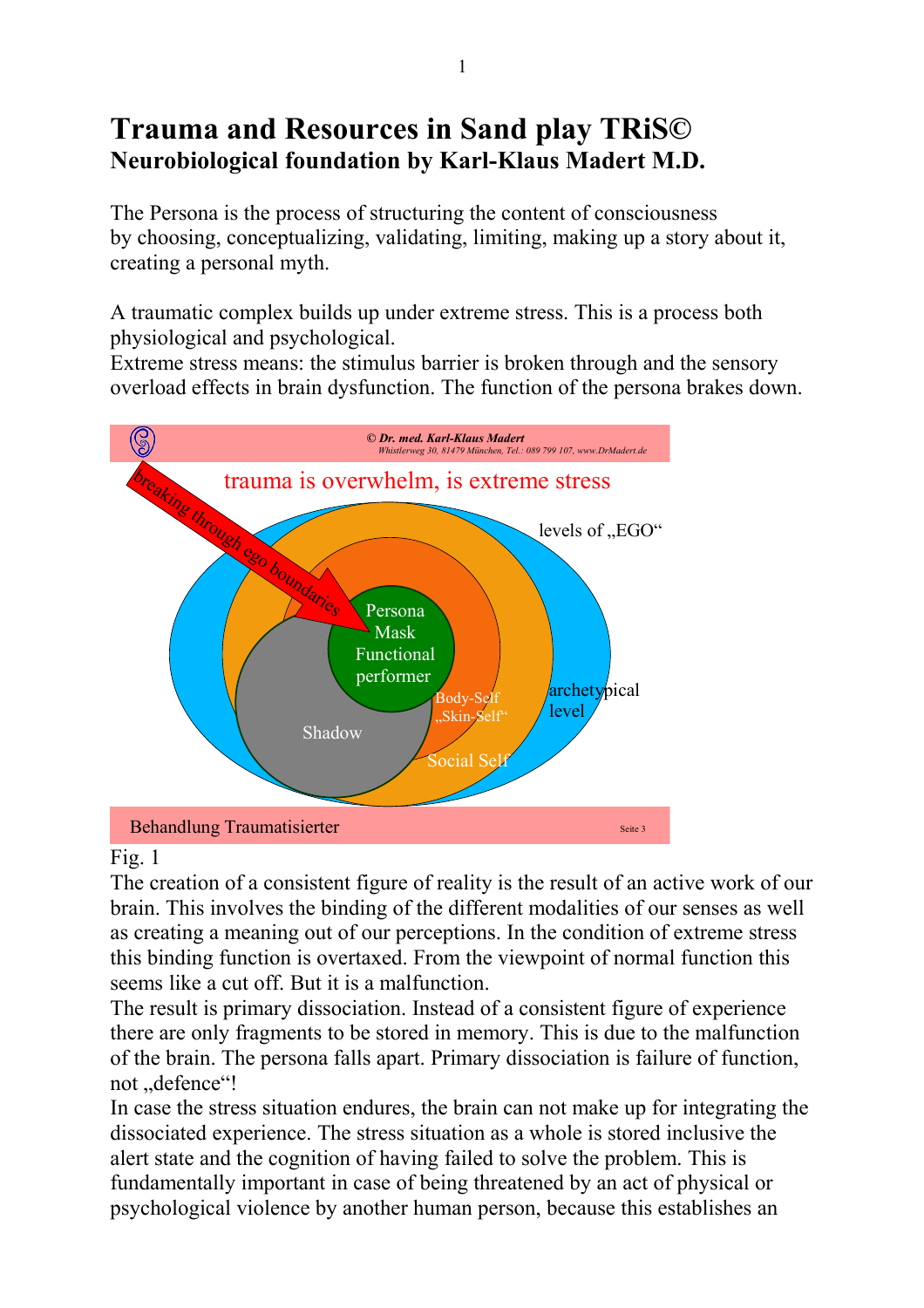# Trauma and Resources in Sand play TRiS©

## Neurobiological foundation by Karl-Klaus Madert M.D.

The Persona is the process of structuring the content of consciousness by choosing, conceptualizing, validating, limiting, making up a story about it, creating a personal myth.

A traumatic complex builds up under extreme stress. This is a process both physiological and psychological.
Extreme stress means: the stimulus barrier is broken through and the sensory overload effects in brain dysfunction. The function of the persona brakes down.

Fig. 1

The creation of a consistent figure of reality is the result of an active work of our brain. This involves the binding of the different modalities of our senses as well as creating a meaning out of our perceptions. In the condition of extreme stress this binding function is overtaxed. From the viewpoint of normal function this seems like a cut off. But it is a malfunction.
The result is primary dissociation. Instead of a consistent figure of experience there are only fragments to be stored in memory. This is due to the malfunction of the brain. The persona falls apart. Primary dissociation is failure of function, not „defence“!
In case the stress situation endures, the brain can not make up for integrating the dissociated experience. The stress situation as a whole is stored inclusive the alert state and the cognition of having failed to solve the problem. This is fundamentally important in case of being threatened by an act of physical or psychological violence by another human person, because this establishes an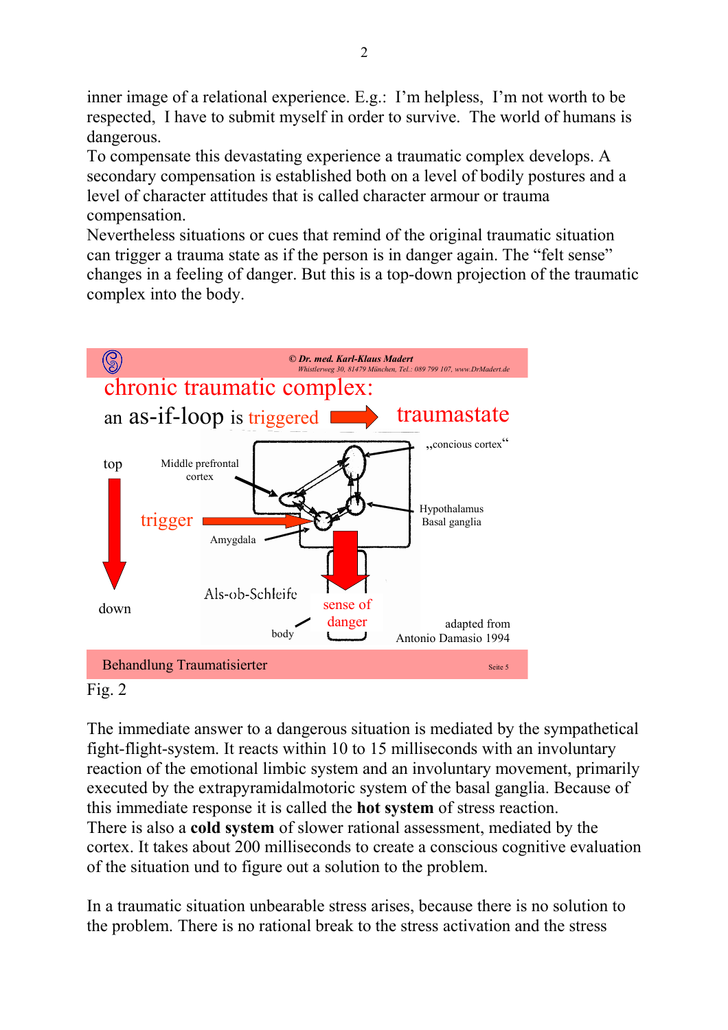inner image of a relational experience. E.g.: I'm helpless, I'm not worth to be respected, I have to submit myself in order to survive. The world of humans is dangerous.
To compensate this devastating experience a traumatic complex develops. A secondary compensation is established both on a level of bodily postures and a level of character attitudes that is called character armour or trauma compensation.
Nevertheless situations or cues that remind of the original traumatic situation can trigger a trauma state as if the person is in danger again. The "felt sense" changes in a feeling of danger. But this is a top-down projection of the traumatic complex into the body.

© Dr. med. Karl-Klaus Madert
Whistlerweg 30, 81479 München, Tel.: 089 799 107, www.DrMadert.de

chronic traumatic complex:

an as-if-loop is triggered ➡ traumastate

top | Middle prefrontal cortex | „concious cortex"

trigger | Hypothalamus Basal ganglia

Amygdala

down | Als-ob-Schleife | sense of danger | body

adapted from Antonio Damasio 1994

Behandlung Traumatisierter — Seite 5

Fig. 2

The immediate answer to a dangerous situation is mediated by the sympathetical fight-flight-system. It reacts within 10 to 15 milliseconds with an involuntary reaction of the emotional limbic system and an involuntary movement, primarily executed by the extrapyramidalmotoric system of the basal ganglia. Because of this immediate response it is called the **hot system** of stress reaction.
There is also a **cold system** of slower rational assessment, mediated by the cortex. It takes about 200 milliseconds to create a conscious cognitive evaluation of the situation und to figure out a solution to the problem.

In a traumatic situation unbearable stress arises, because there is no solution to the problem. There is no rational break to the stress activation and the stress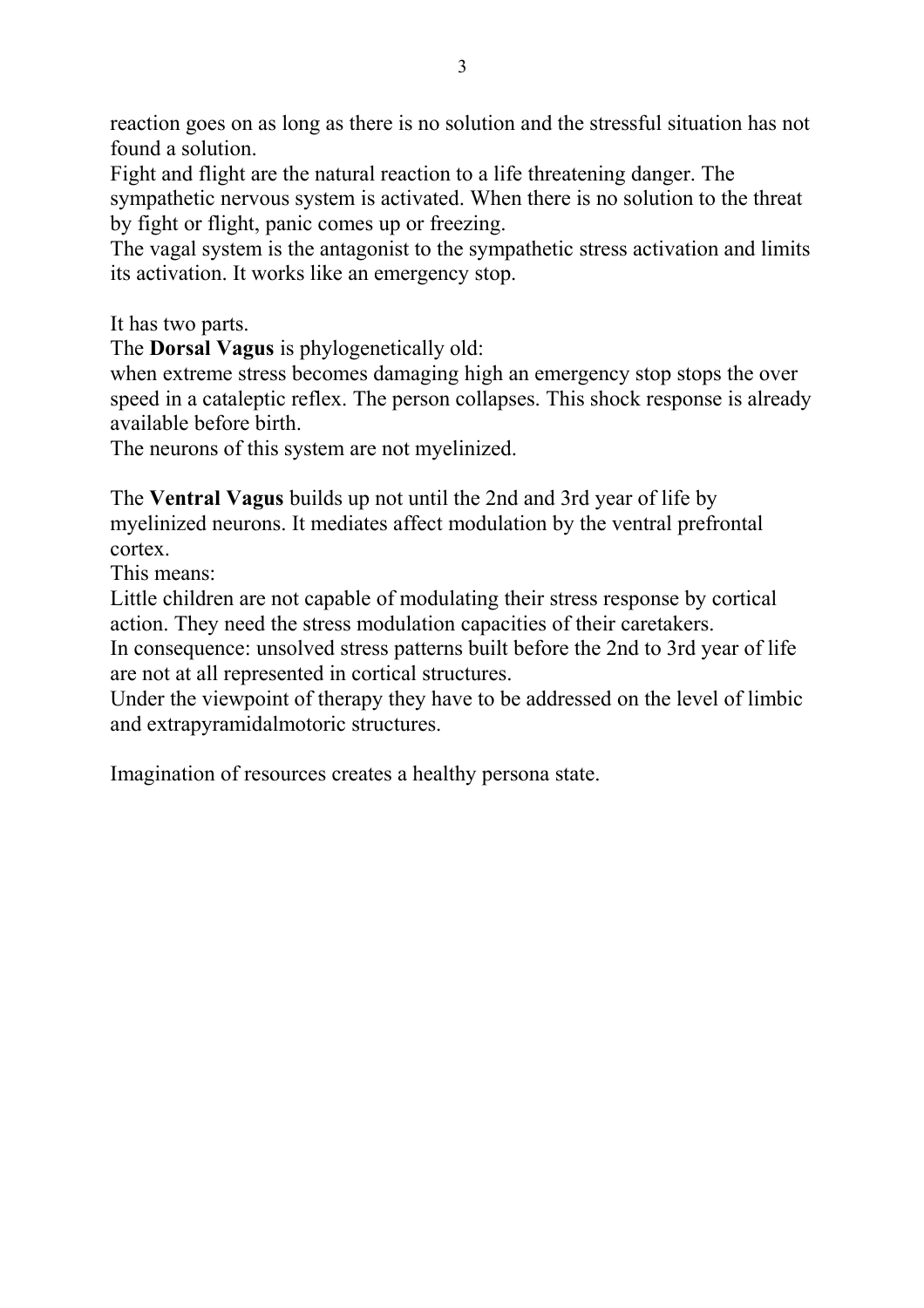reaction goes on as long as there is no solution and the stressful situation has not found a solution.
Fight and flight are the natural reaction to a life threatening danger. The sympathetic nervous system is activated. When there is no solution to the threat by fight or flight, panic comes up or freezing.
The vagal system is the antagonist to the sympathetic stress activation and limits its activation. It works like an emergency stop.

It has two parts.
The **Dorsal Vagus** is phylogenetically old:
when extreme stress becomes damaging high an emergency stop stops the over speed in a cataleptic reflex. The person collapses. This shock response is already available before birth.
The neurons of this system are not myelinized.

The **Ventral Vagus** builds up not until the 2nd and 3rd year of life by myelinized neurons. It mediates affect modulation by the ventral prefrontal cortex.
This means:
Little children are not capable of modulating their stress response by cortical action. They need the stress modulation capacities of their caretakers.
In consequence: unsolved stress patterns built before the 2nd to 3rd year of life are not at all represented in cortical structures.
Under the viewpoint of therapy they have to be addressed on the level of limbic and extrapyramidalmotoric structures.

Imagination of resources creates a healthy persona state.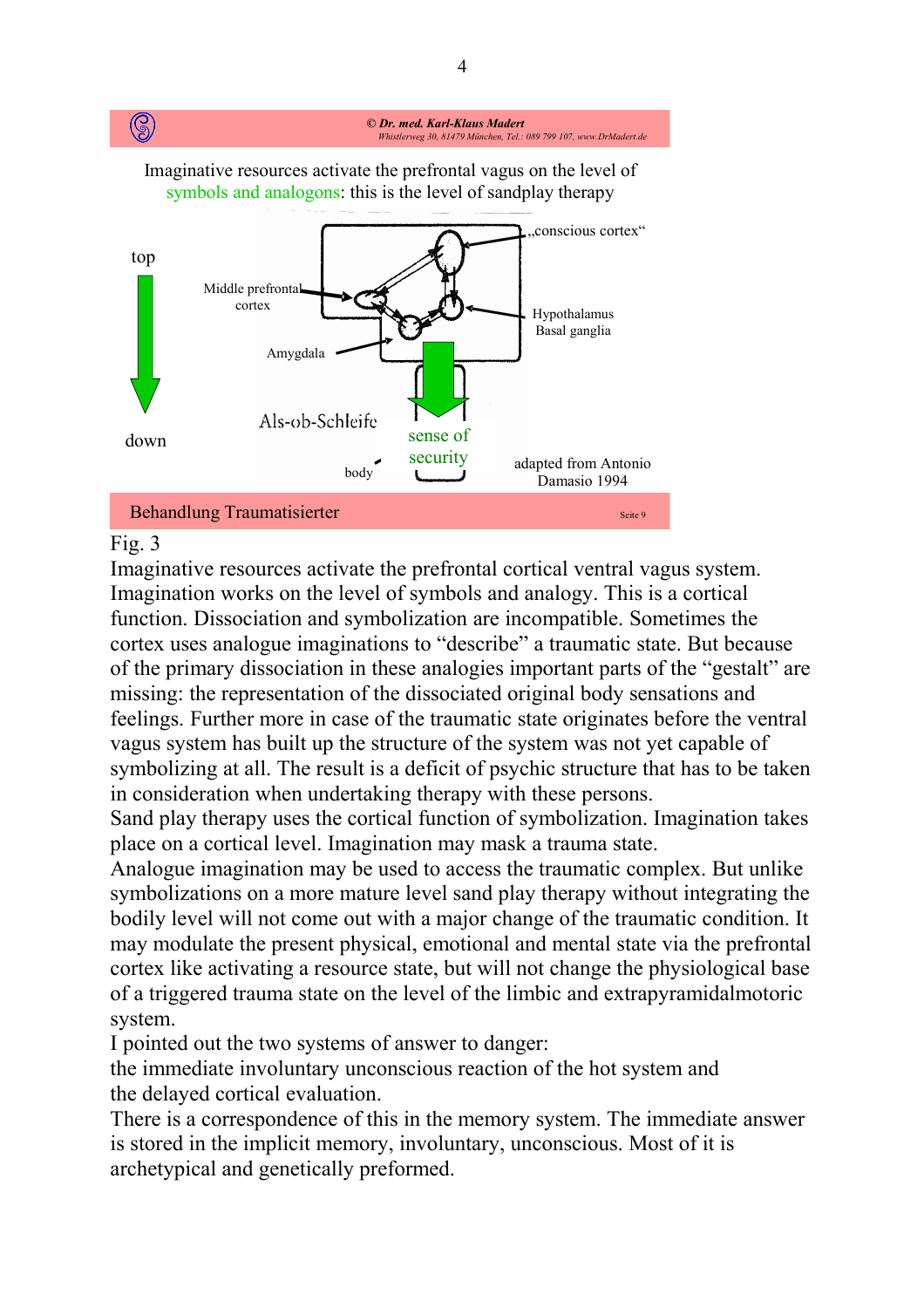© Dr. med. Karl-Klaus Madert
Whistlerweg 30, 81479 München, Tel.: 089 799 107, www.DrMadert.de

Imaginative resources activate the prefrontal vagus on the level of symbols and analogons: this is the level of sandplay therapy

top

down

Middle prefrontal cortex

„conscious cortex"

Hypothalamus
Basal ganglia

Amygdala

Als-ob-Schleife

sense of security

body

adapted from Antonio Damasio 1994

Behandlung Traumatisierter

Seite 9

Fig. 3

Imaginative resources activate the prefrontal cortical ventral vagus system. Imagination works on the level of symbols and analogy. This is a cortical function. Dissociation and symbolization are incompatible. Sometimes the cortex uses analogue imaginations to "describe" a traumatic state. But because of the primary dissociation in these analogies important parts of the "gestalt" are missing: the representation of the dissociated original body sensations and feelings. Further more in case of the traumatic state originates before the ventral vagus system has built up the structure of the system was not yet capable of symbolizing at all. The result is a deficit of psychic structure that has to be taken in consideration when undertaking therapy with these persons.

Sand play therapy uses the cortical function of symbolization. Imagination takes place on a cortical level. Imagination may mask a trauma state.

Analogue imagination may be used to access the traumatic complex. But unlike symbolizations on a more mature level sand play therapy without integrating the bodily level will not come out with a major change of the traumatic condition. It may modulate the present physical, emotional and mental state via the prefrontal cortex like activating a resource state, but will not change the physiological base of a triggered trauma state on the level of the limbic and extrapyramidalmotoric system.

I pointed out the two systems of answer to danger:

the immediate involuntary unconscious reaction of the hot system and

the delayed cortical evaluation.

There is a correspondence of this in the memory system. The immediate answer is stored in the implicit memory, involuntary, unconscious. Most of it is archetypical and genetically preformed.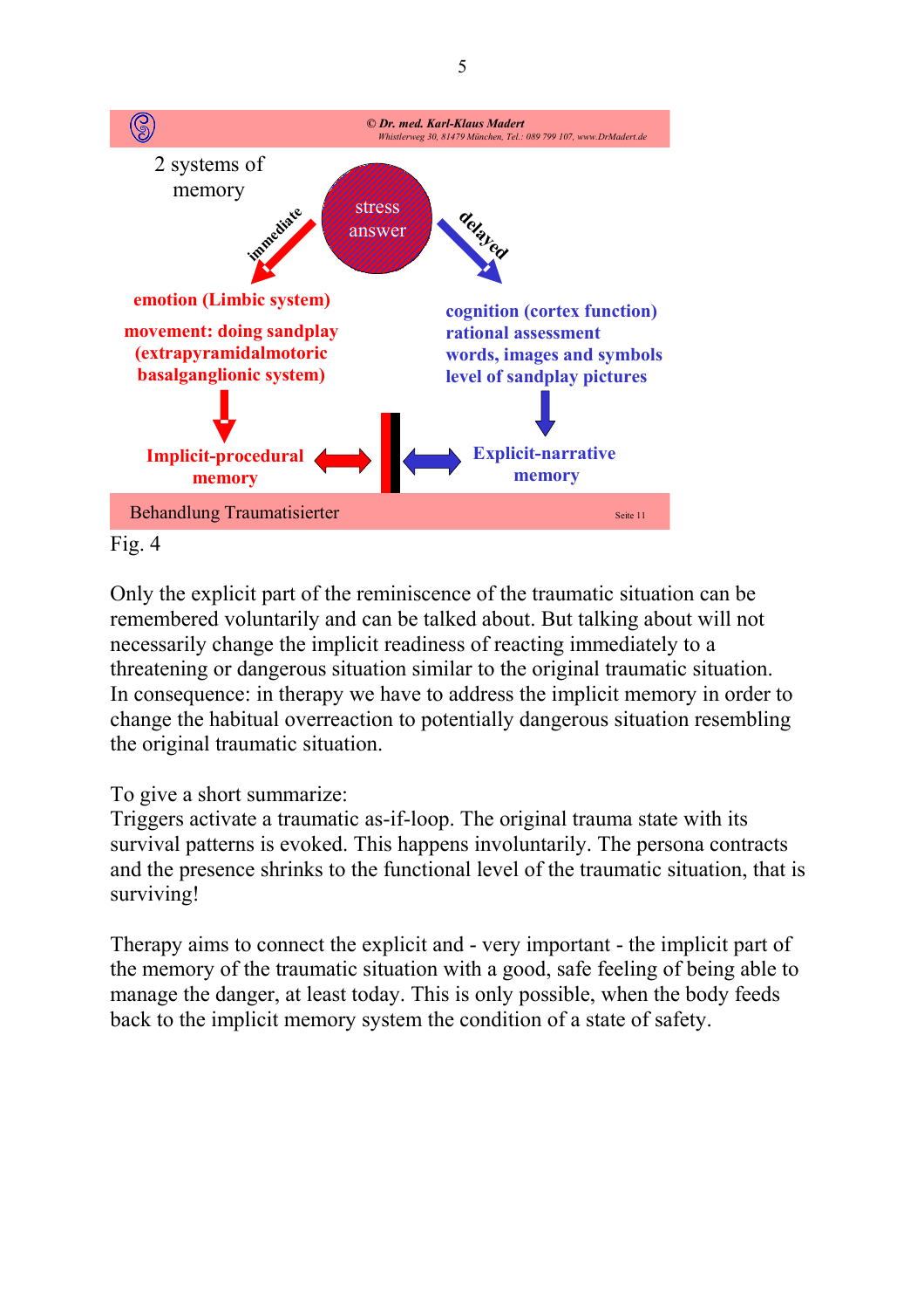© Dr. med. Karl-Klaus Madert
Whistlerweg 30, 81479 München, Tel.: 089 799 107, www.DrMadert.de

2 systems of memory

stress answer

immediate

delayed

**emotion (Limbic system)**

**movement: doing sandplay (extrapyramidalmotoric basalganglionic system)**

**cognition (cortex function)**
**rational assessment**
**words, images and symbols**
**level of sandplay pictures**

**Implicit-procedural memory**

**Explicit-narrative memory**

Behandlung Traumatisierter

Seite 11

Fig. 4

Only the explicit part of the reminiscence of the traumatic situation can be remembered voluntarily and can be talked about. But talking about will not necessarily change the implicit readiness of reacting immediately to a threatening or dangerous situation similar to the original traumatic situation. In consequence: in therapy we have to address the implicit memory in order to change the habitual overreaction to potentially dangerous situation resembling the original traumatic situation.

To give a short summarize:
Triggers activate a traumatic as-if-loop. The original trauma state with its survival patterns is evoked. This happens involuntarily. The persona contracts and the presence shrinks to the functional level of the traumatic situation, that is surviving!

Therapy aims to connect the explicit and - very important - the implicit part of the memory of the traumatic situation with a good, safe feeling of being able to manage the danger, at least today. This is only possible, when the body feeds back to the implicit memory system the condition of a state of safety.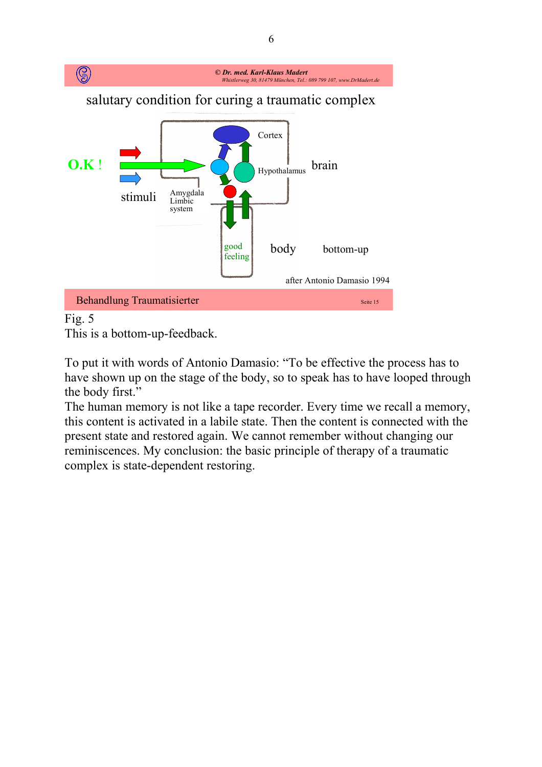© Dr. med. Karl-Klaus Madert
Whistlerweg 30, 81479 München, Tel.: 089 799 107, www.DrMadert.de

salutary condition for curing a traumatic complex

O.K !

stimuli

Amygdala
Limbic
system

Cortex

Hypothalamus

brain

good
feeling

body

bottom-up

after Antonio Damasio 1994

Behandlung Traumatisierter

Seite 15

Fig. 5
This is a bottom-up-feedback.

To put it with words of Antonio Damasio: "To be effective the process has to have shown up on the stage of the body, so to speak has to have looped through the body first."
The human memory is not like a tape recorder. Every time we recall a memory, this content is activated in a labile state. Then the content is connected with the present state and restored again. We cannot remember without changing our reminiscences. My conclusion: the basic principle of therapy of a traumatic complex is state-dependent restoring.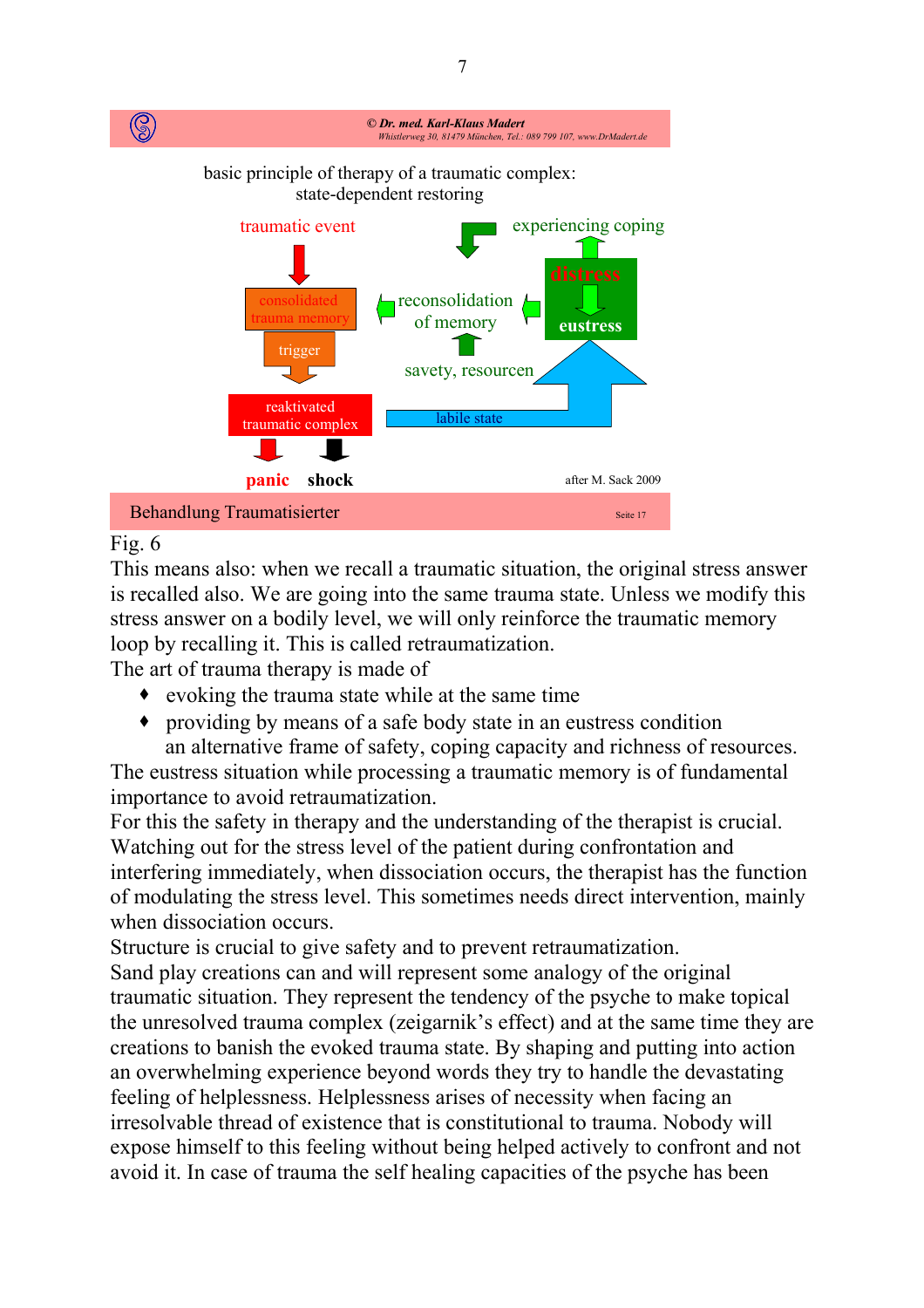© Dr. med. Karl-Klaus Madert
Whistlerweg 30, 81479 München, Tel.: 089 799 107, www.DrMadert.de

basic principle of therapy of a traumatic complex:
state-dependent restoring

traumatic event

consolidated trauma memory

trigger

reaktivated traumatic complex

panic shock

reconsolidation of memory

savety, resourcen

labile state

experiencing coping

distress

eustress

after M. Sack 2009

Behandlung Traumatisierter

Seite 17

Fig. 6

This means also: when we recall a traumatic situation, the original stress answer is recalled also. We are going into the same trauma state. Unless we modify this stress answer on a bodily level, we will only reinforce the traumatic memory loop by recalling it. This is called retraumatization.

The art of trauma therapy is made of

- evoking the trauma state while at the same time
- providing by means of a safe body state in an eustress condition
  an alternative frame of safety, coping capacity and richness of resources.

The eustress situation while processing a traumatic memory is of fundamental importance to avoid retraumatization.

For this the safety in therapy and the understanding of the therapist is crucial. Watching out for the stress level of the patient during confrontation and interfering immediately, when dissociation occurs, the therapist has the function of modulating the stress level. This sometimes needs direct intervention, mainly when dissociation occurs.

Structure is crucial to give safety and to prevent retraumatization.

Sand play creations can and will represent some analogy of the original traumatic situation. They represent the tendency of the psyche to make topical the unresolved trauma complex (zeigarnik's effect) and at the same time they are creations to banish the evoked trauma state. By shaping and putting into action an overwhelming experience beyond words they try to handle the devastating feeling of helplessness. Helplessness arises of necessity when facing an irresolvable thread of existence that is constitutional to trauma. Nobody will expose himself to this feeling without being helped actively to confront and not avoid it. In case of trauma the self healing capacities of the psyche has been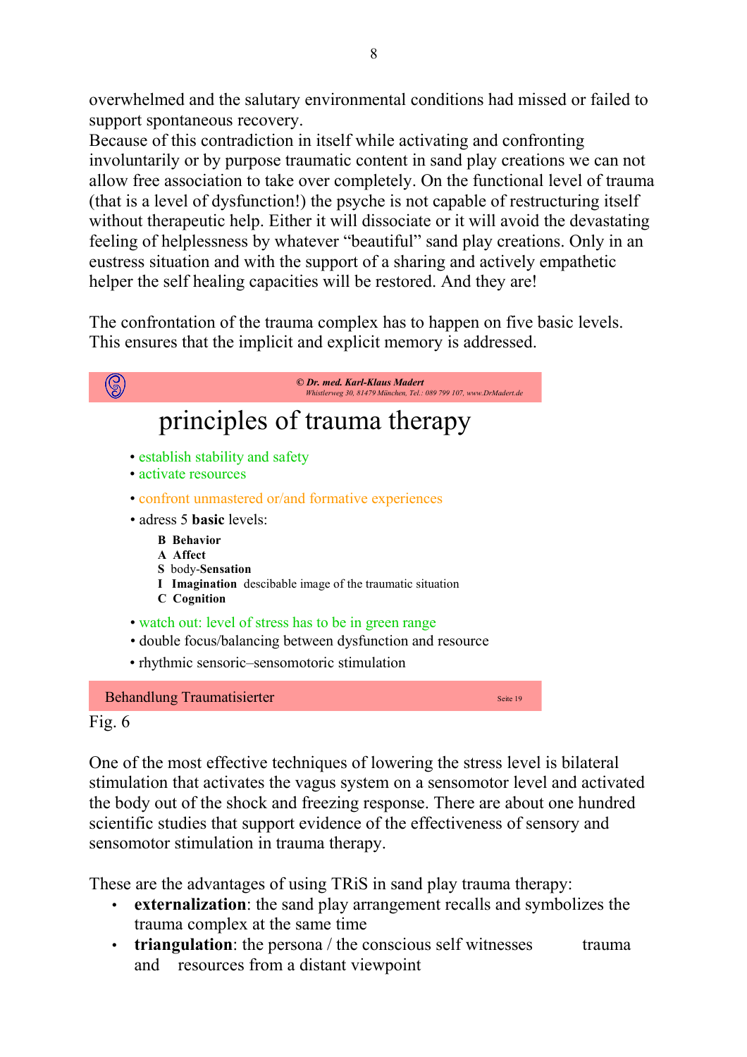overwhelmed and the salutary environmental conditions had missed or failed to support spontaneous recovery.
Because of this contradiction in itself while activating and confronting involuntarily or by purpose traumatic content in sand play creations we can not allow free association to take over completely. On the functional level of trauma (that is a level of dysfunction!) the psyche is not capable of restructuring itself without therapeutic help. Either it will dissociate or it will avoid the devastating feeling of helplessness by whatever "beautiful" sand play creations. Only in an eustress situation and with the support of a sharing and actively empathetic helper the self healing capacities will be restored. And they are!

The confrontation of the trauma complex has to happen on five basic levels. This ensures that the implicit and explicit memory is addressed.

*© Dr. med. Karl-Klaus Madert*
*Whistlerweg 30, 81479 München, Tel.: 089 799 107, www.DrMadert.de*

## principles of trauma therapy

- establish stability and safety
- activate resources
- confront unmastered or/and formative experiences
- adress 5 **basic** levels:
  - **B Behavior**
  - **A Affect**
  - **S** body-**Sensation**
  - **I Imagination** descibable image of the traumatic situation
  - **C Cognition**
- watch out: level of stress has to be in green range
- double focus/balancing between dysfunction and resource
- rhythmic sensoric–sensomotoric stimulation

Behandlung Traumatisierter — Seite 19

Fig. 6

One of the most effective techniques of lowering the stress level is bilateral stimulation that activates the vagus system on a sensomotor level and activated the body out of the shock and freezing response. There are about one hundred scientific studies that support evidence of the effectiveness of sensory and sensomotor stimulation in trauma therapy.

These are the advantages of using TRiS in sand play trauma therapy:

- **externalization**: the sand play arrangement recalls and symbolizes the trauma complex at the same time
- **triangulation**: the persona / the conscious self witnesses trauma and resources from a distant viewpoint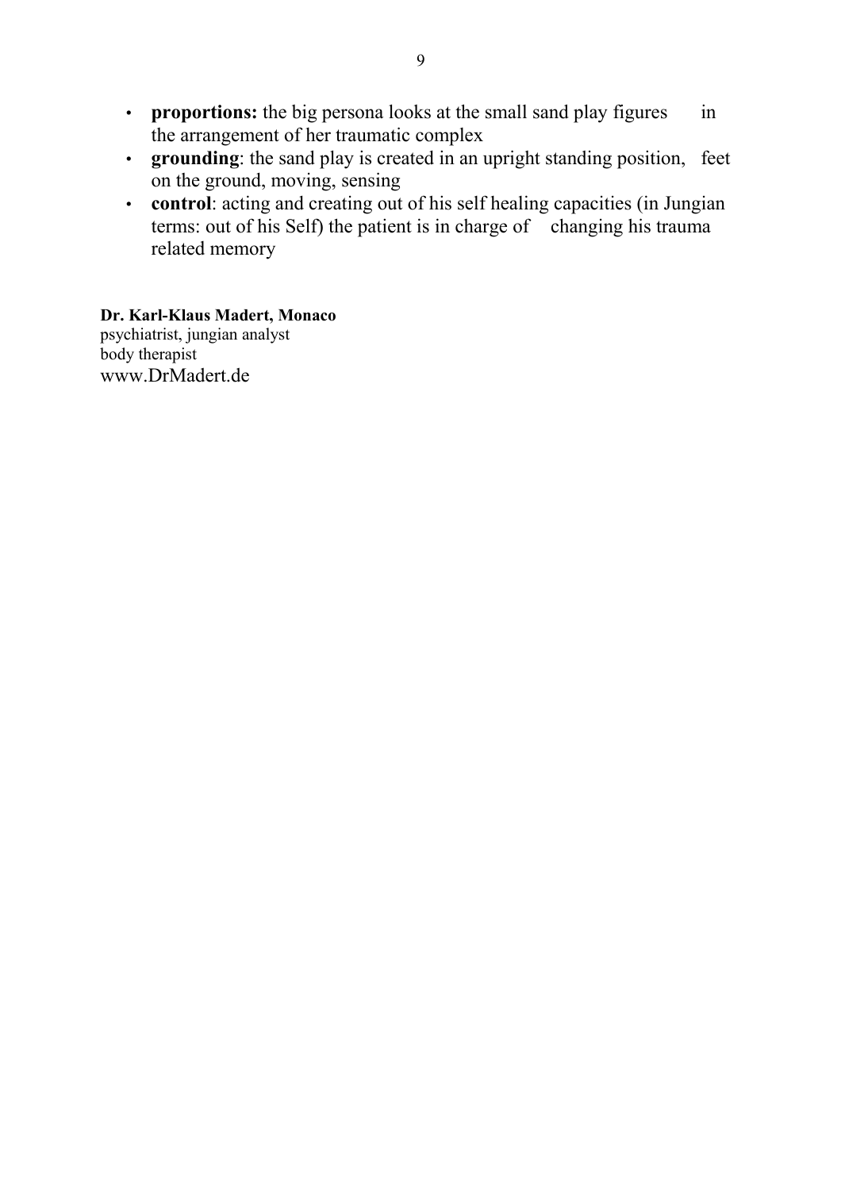- **proportions:** the big persona looks at the small sand play figures in the arrangement of her traumatic complex
- **grounding**: the sand play is created in an upright standing position, feet on the ground, moving, sensing
- **control**: acting and creating out of his self healing capacities (in Jungian terms: out of his Self) the patient is in charge of changing his trauma related memory

**Dr. Karl-Klaus Madert, Monaco**
psychiatrist, jungian analyst
body therapist
www.DrMadert.de